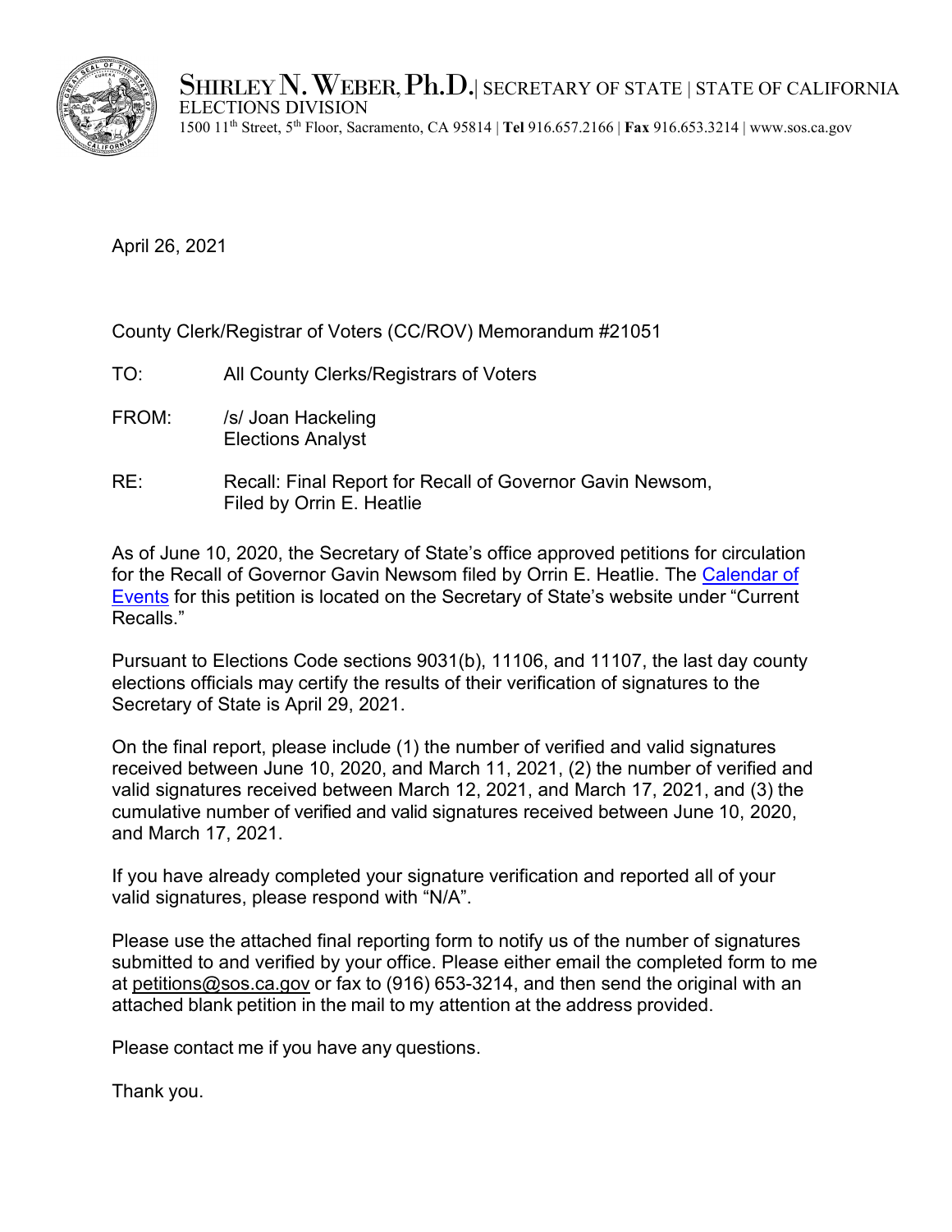**SHIRLEY N. WEBER, Ph.D.** | SECRETARY OF STATE | STATE OF CALIFORNIA
ELECTIONS DIVISION
1500 11th Street, 5th Floor, Sacramento, CA 95814 | **Tel** 916.657.2166 | **Fax** 916.653.3214 | www.sos.ca.gov

April 26, 2021

County Clerk/Registrar of Voters (CC/ROV) Memorandum #21051

TO: All County Clerks/Registrars of Voters

FROM: /s/ Joan Hackeling
Elections Analyst

RE: Recall: Final Report for Recall of Governor Gavin Newsom, Filed by Orrin E. Heatlie

As of June 10, 2020, the Secretary of State's office approved petitions for circulation for the Recall of Governor Gavin Newsom filed by Orrin E. Heatlie. The [Calendar of Events] for this petition is located on the Secretary of State's website under "Current Recalls."

Pursuant to Elections Code sections 9031(b), 11106, and 11107, the last day county elections officials may certify the results of their verification of signatures to the Secretary of State is April 29, 2021.

On the final report, please include (1) the number of verified and valid signatures received between June 10, 2020, and March 11, 2021, (2) the number of verified and valid signatures received between March 12, 2021, and March 17, 2021, and (3) the cumulative number of verified and valid signatures received between June 10, 2020, and March 17, 2021.

If you have already completed your signature verification and reported all of your valid signatures, please respond with "N/A".

Please use the attached final reporting form to notify us of the number of signatures submitted to and verified by your office. Please either email the completed form to me at petitions@sos.ca.gov or fax to (916) 653-3214, and then send the original with an attached blank petition in the mail to my attention at the address provided.

Please contact me if you have any questions.

Thank you.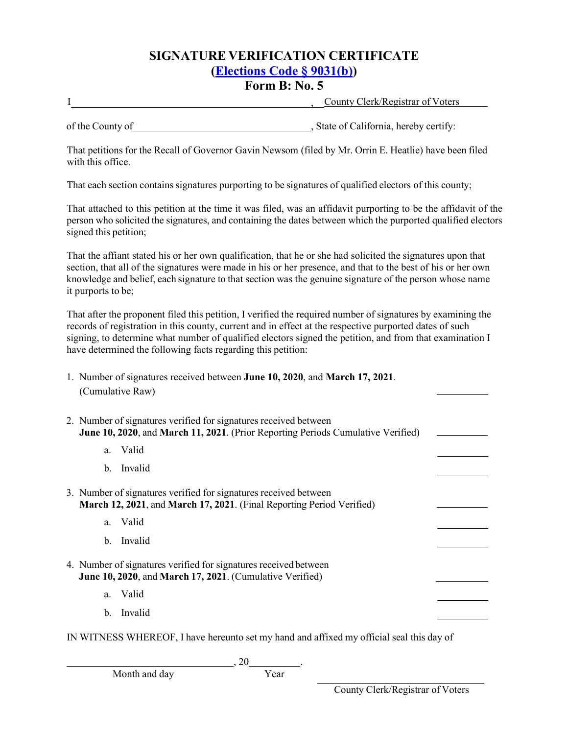# SIGNATURE VERIFICATION CERTIFICATE

## ([Elections Code § 9031(b)](#))

## Form B: No. 5

I \_\_\_\_\_\_\_\_\_\_\_\_\_\_\_\_\_\_\_\_\_\_\_\_\_\_\_\_\_\_\_\_\_\_\_\_\_\_\_\_, County Clerk/Registrar of Voters

of the County of \_\_\_\_\_\_\_\_\_\_\_\_\_\_\_\_\_\_\_\_\_\_\_\_\_\_\_\_\_\_\_\_, State of California, hereby certify:

That petitions for the Recall of Governor Gavin Newsom (filed by Mr. Orrin E. Heatlie) have been filed with this office.

That each section contains signatures purporting to be signatures of qualified electors of this county;

That attached to this petition at the time it was filed, was an affidavit purporting to be the affidavit of the person who solicited the signatures, and containing the dates between which the purported qualified electors signed this petition;

That the affiant stated his or her own qualification, that he or she had solicited the signatures upon that section, that all of the signatures were made in his or her presence, and that to the best of his or her own knowledge and belief, each signature to that section was the genuine signature of the person whose name it purports to be;

That after the proponent filed this petition, I verified the required number of signatures by examining the records of registration in this county, current and in effect at the respective purported dates of such signing, to determine what number of qualified electors signed the petition, and from that examination I have determined the following facts regarding this petition:

1. Number of signatures received between **June 10, 2020**, and **March 17, 2021**. (Cumulative Raw) \_\_\_\_\_\_\_\_\_\_

2. Number of signatures verified for signatures received between **June 10, 2020**, and **March 11, 2021**. (Prior Reporting Periods Cumulative Verified) \_\_\_\_\_\_\_\_\_\_
   a. Valid \_\_\_\_\_\_\_\_\_\_
   b. Invalid \_\_\_\_\_\_\_\_\_\_

3. Number of signatures verified for signatures received between **March 12, 2021**, and **March 17, 2021**. (Final Reporting Period Verified) \_\_\_\_\_\_\_\_\_\_
   a. Valid \_\_\_\_\_\_\_\_\_\_
   b. Invalid \_\_\_\_\_\_\_\_\_\_

4. Number of signatures verified for signatures received between **June 10, 2020**, and **March 17, 2021**. (Cumulative Verified) \_\_\_\_\_\_\_\_\_\_
   a. Valid \_\_\_\_\_\_\_\_\_\_
   b. Invalid \_\_\_\_\_\_\_\_\_\_

IN WITNESS WHEREOF, I have hereunto set my hand and affixed my official seal this day of

\_\_\_\_\_\_\_\_\_\_\_\_\_\_\_\_\_\_\_\_\_\_\_\_\_\_, 20\_\_\_\_\_\_\_\_.
Month and day Year

\_\_\_\_\_\_\_\_\_\_\_\_\_\_\_\_\_\_\_\_\_\_\_\_\_\_
County Clerk/Registrar of Voters